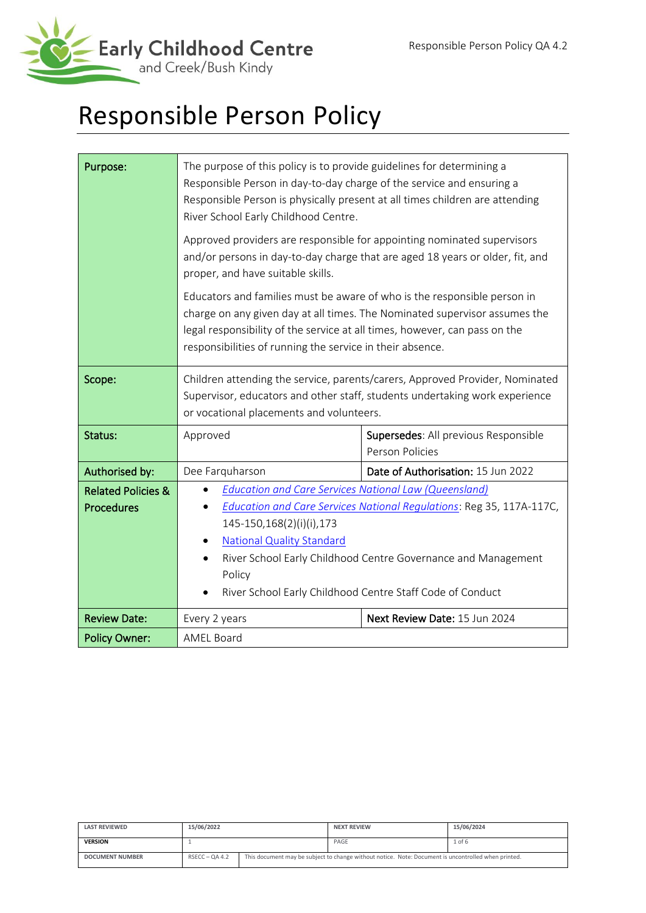# Responsible Person Policy

| Purpose: | The purpose of this policy is to provide guidelines for determining a Responsible Person in day-to-day charge of the service and ensuring a Responsible Person is physically present at all times children are attending River School Early Childhood Centre.<br><br>Approved providers are responsible for appointing nominated supervisors and/or persons in day-to-day charge that are aged 18 years or older, fit, and proper, and have suitable skills.<br><br>Educators and families must be aware of who is the responsible person in charge on any given day at all times. The Nominated supervisor assumes the legal responsibility of the service at all times, however, can pass on the responsibilities of running the service in their absence. | |
|---|---|---|
| Scope: | Children attending the service, parents/carers, Approved Provider, Nominated Supervisor, educators and other staff, students undertaking work experience or vocational placements and volunteers. | |
| Status: | Approved | **Supersedes**: All previous Responsible Person Policies |
| Authorised by: | Dee Farquharson | **Date of Authorisation:** 15 Jun 2022 |
| Related Policies & Procedures | • *Education and Care Services National Law (Queensland)*<br>• *Education and Care Services National Regulations*: Reg 35, 117A-117C, 145-150,168(2)(i)(i),173<br>• National Quality Standard<br>• River School Early Childhood Centre Governance and Management Policy<br>• River School Early Childhood Centre Staff Code of Conduct | |
| Review Date: | Every 2 years | **Next Review Date:** 15 Jun 2024 |
| Policy Owner: | AMEL Board | |

| LAST REVIEWED | 15/06/2022 | | NEXT REVIEW | 15/06/2024 |
|---|---|---|---|---|
| VERSION | 1 | | PAGE | 1 of 6 |
| DOCUMENT NUMBER | RSECC – QA 4.2 | This document may be subject to change without notice. Note: Document is uncontrolled when printed. | | |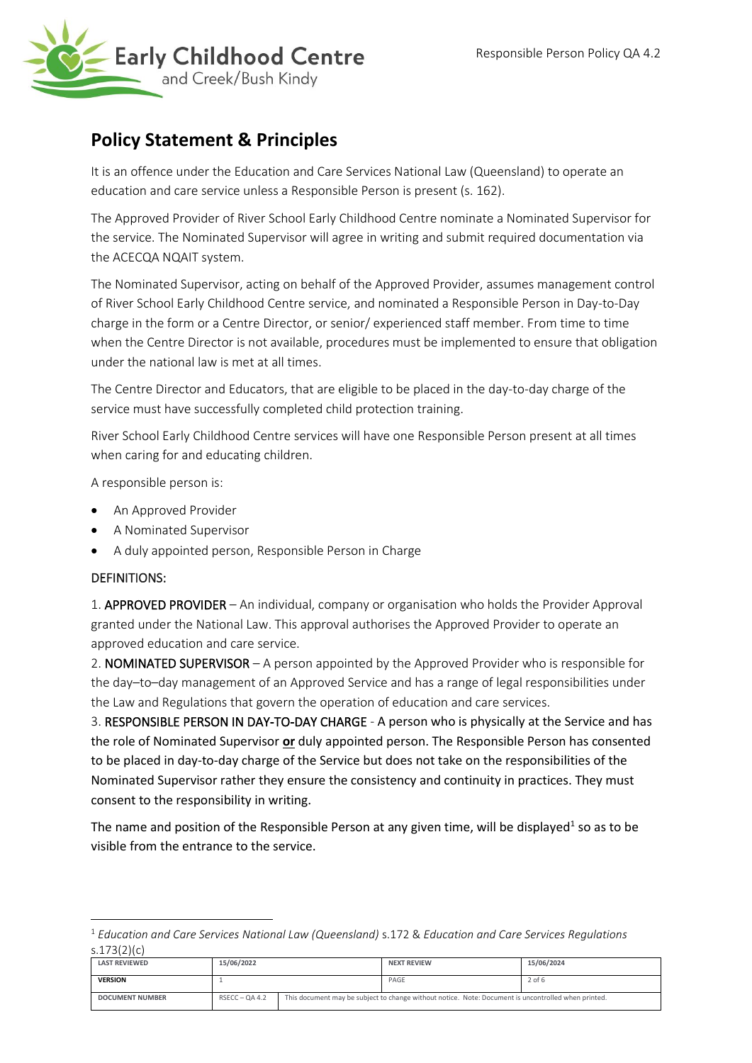## Policy Statement & Principles

It is an offence under the Education and Care Services National Law (Queensland) to operate an education and care service unless a Responsible Person is present (s. 162).

The Approved Provider of River School Early Childhood Centre nominate a Nominated Supervisor for the service. The Nominated Supervisor will agree in writing and submit required documentation via the ACECQA NQAIT system.

The Nominated Supervisor, acting on behalf of the Approved Provider, assumes management control of River School Early Childhood Centre service, and nominated a Responsible Person in Day-to-Day charge in the form or a Centre Director, or senior/ experienced staff member. From time to time when the Centre Director is not available, procedures must be implemented to ensure that obligation under the national law is met at all times.

The Centre Director and Educators, that are eligible to be placed in the day-to-day charge of the service must have successfully completed child protection training.

River School Early Childhood Centre services will have one Responsible Person present at all times when caring for and educating children.

A responsible person is:

- An Approved Provider
- A Nominated Supervisor
- A duly appointed person, Responsible Person in Charge

DEFINITIONS:

1. **APPROVED PROVIDER** – An individual, company or organisation who holds the Provider Approval granted under the National Law. This approval authorises the Approved Provider to operate an approved education and care service.
2. **NOMINATED SUPERVISOR** – A person appointed by the Approved Provider who is responsible for the day–to–day management of an Approved Service and has a range of legal responsibilities under the Law and Regulations that govern the operation of education and care services.
3. **RESPONSIBLE PERSON IN DAY-TO-DAY CHARGE** - A person who is physically at the Service and has the role of Nominated Supervisor **or** duly appointed person. The Responsible Person has consented to be placed in day-to-day charge of the Service but does not take on the responsibilities of the Nominated Supervisor rather they ensure the consistency and continuity in practices. They must consent to the responsibility in writing.

The name and position of the Responsible Person at any given time, will be displayed[1] so as to be visible from the entrance to the service.

[1] *Education and Care Services National Law (Queensland)* s.172 & *Education and Care Services Regulations* s.173(2)(c)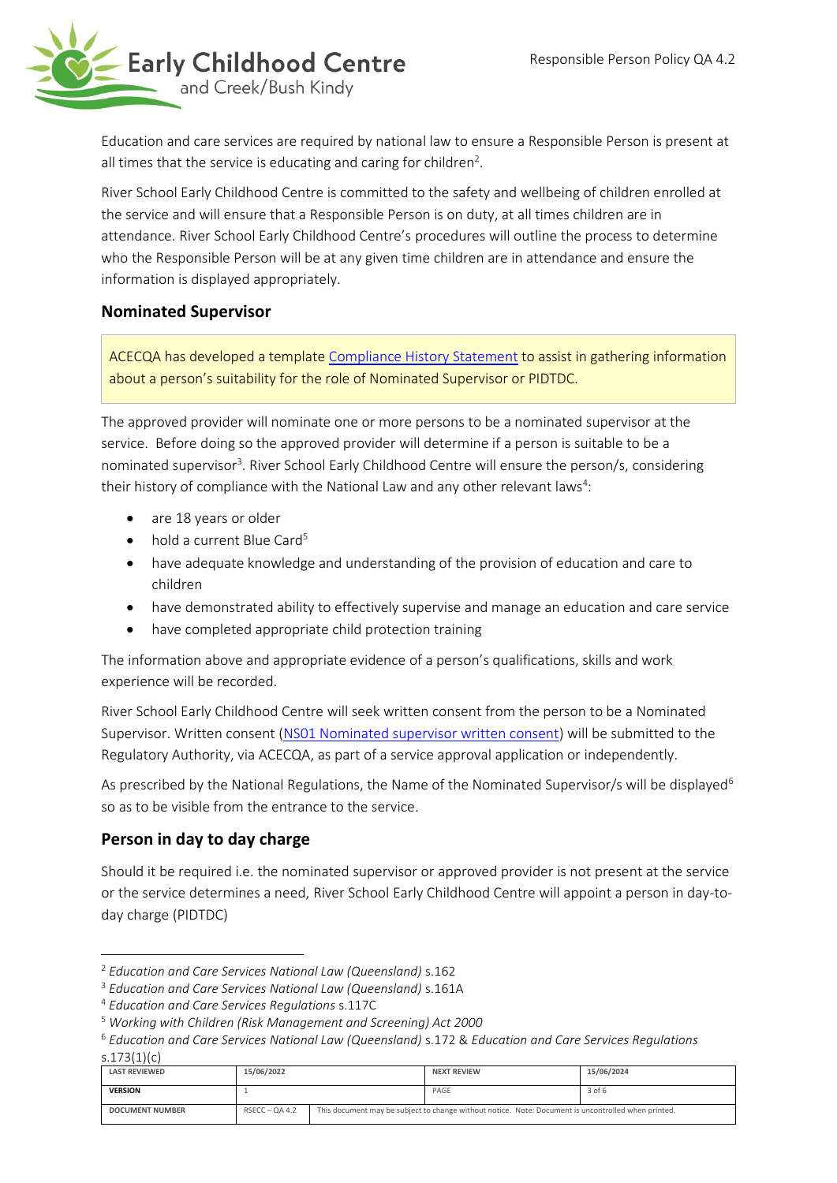Education and care services are required by national law to ensure a Responsible Person is present at all times that the service is educating and caring for children[2].

River School Early Childhood Centre is committed to the safety and wellbeing of children enrolled at the service and will ensure that a Responsible Person is on duty, at all times children are in attendance. River School Early Childhood Centre's procedures will outline the process to determine who the Responsible Person will be at any given time children are in attendance and ensure the information is displayed appropriately.

## Nominated Supervisor

ACECQA has developed a template Compliance History Statement to assist in gathering information about a person's suitability for the role of Nominated Supervisor or PIDTDC.

The approved provider will nominate one or more persons to be a nominated supervisor at the service. Before doing so the approved provider will determine if a person is suitable to be a nominated supervisor[3]. River School Early Childhood Centre will ensure the person/s, considering their history of compliance with the National Law and any other relevant laws[4]:

- are 18 years or older
- hold a current Blue Card[5]
- have adequate knowledge and understanding of the provision of education and care to children
- have demonstrated ability to effectively supervise and manage an education and care service
- have completed appropriate child protection training

The information above and appropriate evidence of a person's qualifications, skills and work experience will be recorded.

River School Early Childhood Centre will seek written consent from the person to be a Nominated Supervisor. Written consent (NS01 Nominated supervisor written consent) will be submitted to the Regulatory Authority, via ACECQA, as part of a service approval application or independently.

As prescribed by the National Regulations, the Name of the Nominated Supervisor/s will be displayed[6] so as to be visible from the entrance to the service.

## Person in day to day charge

Should it be required i.e. the nominated supervisor or approved provider is not present at the service or the service determines a need, River School Early Childhood Centre will appoint a person in day-to-day charge (PIDTDC)

---

[2] *Education and Care Services National Law (Queensland)* s.162
[3] *Education and Care Services National Law (Queensland)* s.161A
[4] *Education and Care Services Regulations* s.117C
[5] *Working with Children (Risk Management and Screening) Act 2000*
[6] *Education and Care Services National Law (Queensland)* s.172 & *Education and Care Services Regulations* s.173(1)(c)

| LAST REVIEWED | 15/06/2022 | | NEXT REVIEW | 15/06/2024 |
|---|---|---|---|---|
| VERSION | 1 | | PAGE | 3 of 6 |
| DOCUMENT NUMBER | RSECC – QA 4.2 | This document may be subject to change without notice. Note: Document is uncontrolled when printed. | | |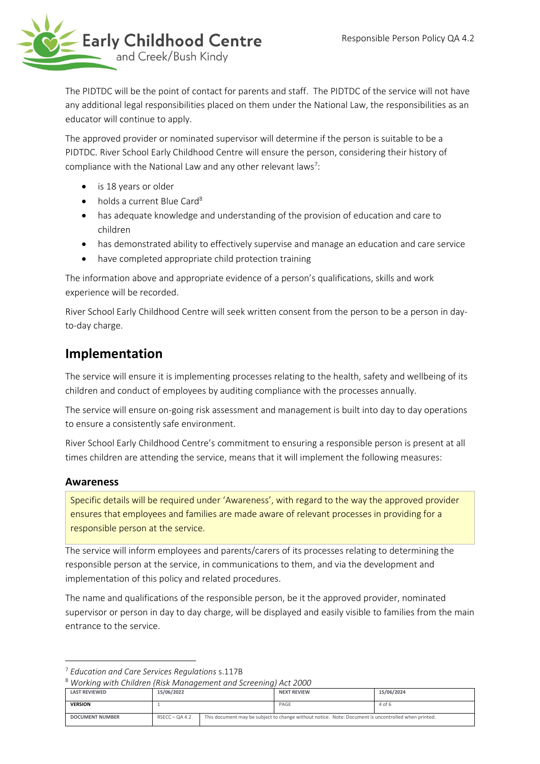The PIDTDC will be the point of contact for parents and staff. The PIDTDC of the service will not have any additional legal responsibilities placed on them under the National Law, the responsibilities as an educator will continue to apply.

The approved provider or nominated supervisor will determine if the person is suitable to be a PIDTDC. River School Early Childhood Centre will ensure the person, considering their history of compliance with the National Law and any other relevant laws[7]:

- is 18 years or older
- holds a current Blue Card[8]
- has adequate knowledge and understanding of the provision of education and care to children
- has demonstrated ability to effectively supervise and manage an education and care service
- have completed appropriate child protection training

The information above and appropriate evidence of a person's qualifications, skills and work experience will be recorded.

River School Early Childhood Centre will seek written consent from the person to be a person in day-to-day charge.

## Implementation

The service will ensure it is implementing processes relating to the health, safety and wellbeing of its children and conduct of employees by auditing compliance with the processes annually.

The service will ensure on-going risk assessment and management is built into day to day operations to ensure a consistently safe environment.

River School Early Childhood Centre's commitment to ensuring a responsible person is present at all times children are attending the service, means that it will implement the following measures:

### Awareness

Specific details will be required under 'Awareness', with regard to the way the approved provider ensures that employees and families are made aware of relevant processes in providing for a responsible person at the service.

The service will inform employees and parents/carers of its processes relating to determining the responsible person at the service, in communications to them, and via the development and implementation of this policy and related procedures.

The name and qualifications of the responsible person, be it the approved provider, nominated supervisor or person in day to day charge, will be displayed and easily visible to families from the main entrance to the service.

---

[7] *Education and Care Services Regulations* s.117B

[8] *Working with Children (Risk Management and Screening) Act 2000*

| LAST REVIEWED | 15/06/2022 | | NEXT REVIEW | 15/06/2024 |
|---|---|---|---|---|
| VERSION | 1 | | PAGE | 4 of 6 |
| DOCUMENT NUMBER | RSECC – QA 4.2 | This document may be subject to change without notice. Note: Document is uncontrolled when printed. | | |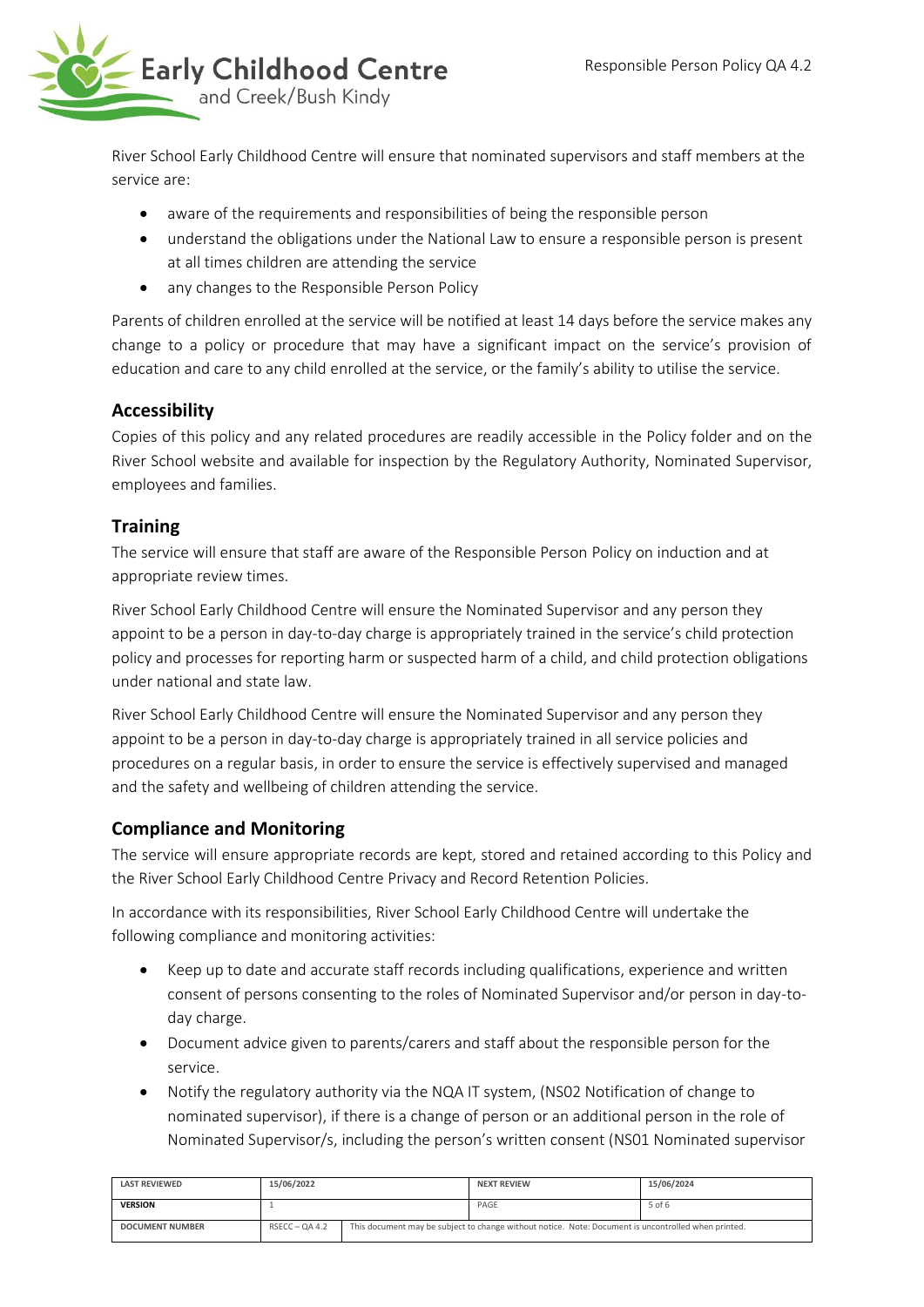River School Early Childhood Centre will ensure that nominated supervisors and staff members at the service are:

- aware of the requirements and responsibilities of being the responsible person
- understand the obligations under the National Law to ensure a responsible person is present at all times children are attending the service
- any changes to the Responsible Person Policy

Parents of children enrolled at the service will be notified at least 14 days before the service makes any change to a policy or procedure that may have a significant impact on the service's provision of education and care to any child enrolled at the service, or the family's ability to utilise the service.

## Accessibility

Copies of this policy and any related procedures are readily accessible in the Policy folder and on the River School website and available for inspection by the Regulatory Authority, Nominated Supervisor, employees and families.

## Training

The service will ensure that staff are aware of the Responsible Person Policy on induction and at appropriate review times.

River School Early Childhood Centre will ensure the Nominated Supervisor and any person they appoint to be a person in day-to-day charge is appropriately trained in the service's child protection policy and processes for reporting harm or suspected harm of a child, and child protection obligations under national and state law.

River School Early Childhood Centre will ensure the Nominated Supervisor and any person they appoint to be a person in day-to-day charge is appropriately trained in all service policies and procedures on a regular basis, in order to ensure the service is effectively supervised and managed and the safety and wellbeing of children attending the service.

## Compliance and Monitoring

The service will ensure appropriate records are kept, stored and retained according to this Policy and the River School Early Childhood Centre Privacy and Record Retention Policies.

In accordance with its responsibilities, River School Early Childhood Centre will undertake the following compliance and monitoring activities:

- Keep up to date and accurate staff records including qualifications, experience and written consent of persons consenting to the roles of Nominated Supervisor and/or person in day-to-day charge.
- Document advice given to parents/carers and staff about the responsible person for the service.
- Notify the regulatory authority via the NQA IT system, (NS02 Notification of change to nominated supervisor), if there is a change of person or an additional person in the role of Nominated Supervisor/s, including the person's written consent (NS01 Nominated supervisor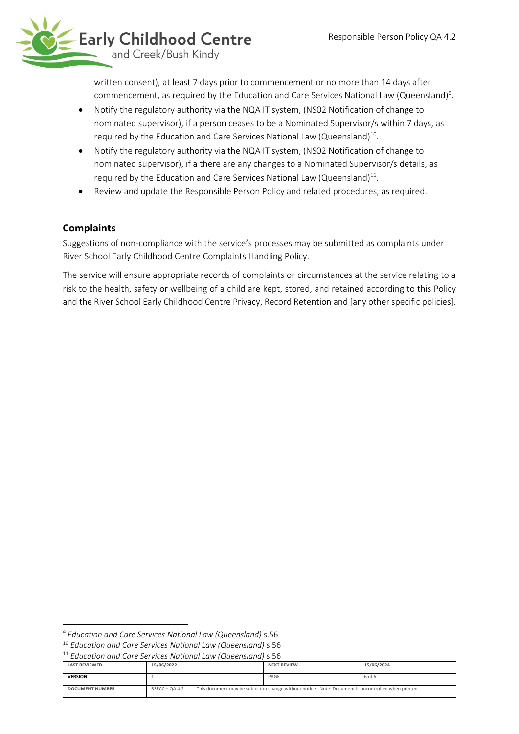written consent), at least 7 days prior to commencement or no more than 14 days after commencement, as required by the Education and Care Services National Law (Queensland)[9].

- Notify the regulatory authority via the NQA IT system, (NS02 Notification of change to nominated supervisor), if a person ceases to be a Nominated Supervisor/s within 7 days, as required by the Education and Care Services National Law (Queensland)[10].
- Notify the regulatory authority via the NQA IT system, (NS02 Notification of change to nominated supervisor), if a there are any changes to a Nominated Supervisor/s details, as required by the Education and Care Services National Law (Queensland)[11].
- Review and update the Responsible Person Policy and related procedures, as required.

## Complaints

Suggestions of non-compliance with the service's processes may be submitted as complaints under River School Early Childhood Centre Complaints Handling Policy.

The service will ensure appropriate records of complaints or circumstances at the service relating to a risk to the health, safety or wellbeing of a child are kept, stored, and retained according to this Policy and the River School Early Childhood Centre Privacy, Record Retention and [any other specific policies].

[9] *Education and Care Services National Law (Queensland)* s.56

[10] *Education and Care Services National Law (Queensland)* s.56

[11] *Education and Care Services National Law (Queensland)* s.56

| | | | | |
|---|---|---|---|---|
| **LAST REVIEWED** | 15/06/2022 | | **NEXT REVIEW** | 15/06/2024 |
| **VERSION** | 1 | | PAGE | 6 of 6 |
| **DOCUMENT NUMBER** | RSECC – QA 4.2 | This document may be subject to change without notice. Note: Document is uncontrolled when printed. | | |